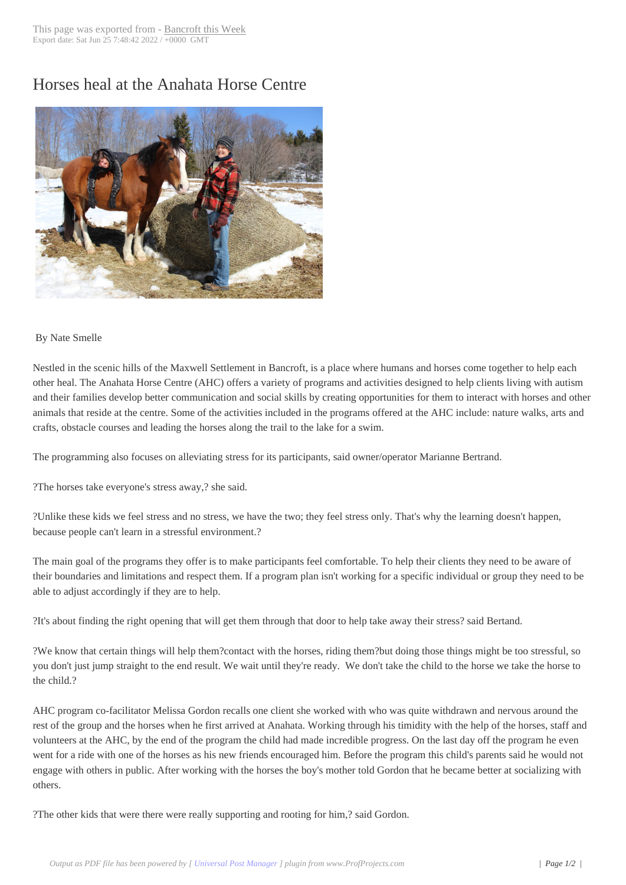# Horses heal at the Anahata Horse Centre

By Nate Smelle

Nestled in the scenic hills of the Maxwell Settlement in Bancroft, is a place where humans and horses come together to help each other heal. The Anahata Horse Centre (AHC) offers a variety of programs and activities designed to help clients living with autism and their families develop better communication and social skills by creating opportunities for them to interact with horses and other animals that reside at the centre. Some of the activities included in the programs offered at the AHC include: nature walks, arts and crafts, obstacle courses and leading the horses along the trail to the lake for a swim.

The programming also focuses on alleviating stress for its participants, said owner/operator Marianne Bertrand.

?The horses take everyone's stress away,? she said.

?Unlike these kids we feel stress and no stress, we have the two; they feel stress only. That's why the learning doesn't happen, because people can't learn in a stressful environment.?

The main goal of the programs they offer is to make participants feel comfortable. To help their clients they need to be aware of their boundaries and limitations and respect them. If a program plan isn't working for a specific individual or group they need to be able to adjust accordingly if they are to help.

?It's about finding the right opening that will get them through that door to help take away their stress? said Bertand.

?We know that certain things will help them?contact with the horses, riding them?but doing those things might be too stressful, so you don't just jump straight to the end result. We wait until they're ready. We don't take the child to the horse we take the horse to the child.?

AHC program co-facilitator Melissa Gordon recalls one client she worked with who was quite withdrawn and nervous around the rest of the group and the horses when he first arrived at Anahata. Working through his timidity with the help of the horses, staff and volunteers at the AHC, by the end of the program the child had made incredible progress. On the last day off the program he even went for a ride with one of the horses as his new friends encouraged him. Before the program this child's parents said he would not engage with others in public. After working with the horses the boy's mother told Gordon that he became better at socializing with others.

?The other kids that were there were really supporting and rooting for him,? said Gordon.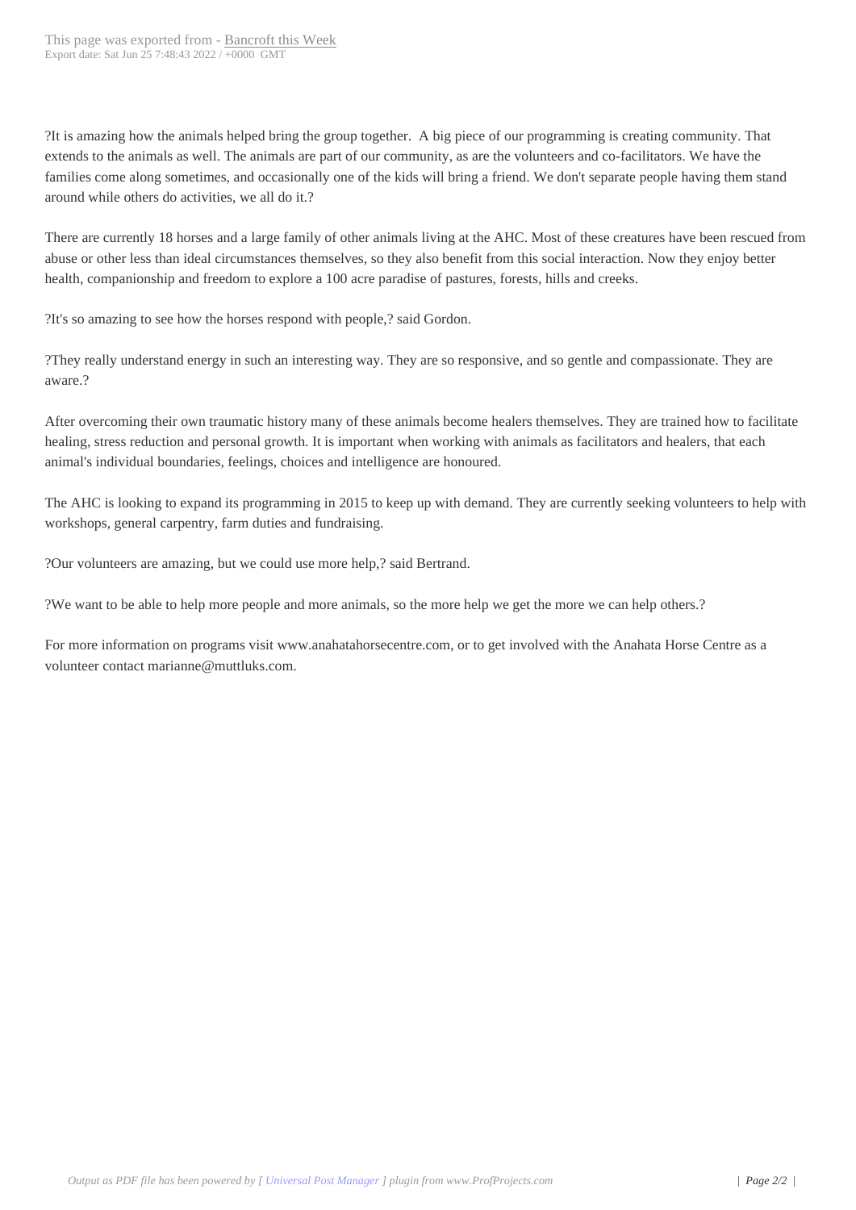?It is amazing how the animals helped bring the group together.  A big piece of our programming is creating community. That extends to the animals as well. The animals are part of our community, as are the volunteers and co-facilitators. We have the families come along sometimes, and occasionally one of the kids will bring a friend. We don't separate people having them stand around while others do activities, we all do it.?

There are currently 18 horses and a large family of other animals living at the AHC. Most of these creatures have been rescued from abuse or other less than ideal circumstances themselves, so they also benefit from this social interaction. Now they enjoy better health, companionship and freedom to explore a 100 acre paradise of pastures, forests, hills and creeks.

?It's so amazing to see how the horses respond with people,? said Gordon.

?They really understand energy in such an interesting way. They are so responsive, and so gentle and compassionate. They are aware.?

After overcoming their own traumatic history many of these animals become healers themselves. They are trained how to facilitate healing, stress reduction and personal growth. It is important when working with animals as facilitators and healers, that each animal's individual boundaries, feelings, choices and intelligence are honoured.

The AHC is looking to expand its programming in 2015 to keep up with demand. They are currently seeking volunteers to help with workshops, general carpentry, farm duties and fundraising.

?Our volunteers are amazing, but we could use more help,? said Bertrand.

?We want to be able to help more people and more animals, so the more help we get the more we can help others.?

For more information on programs visit www.anahatahorsecentre.com, or to get involved with the Anahata Horse Centre as a volunteer contact marianne@muttluks.com.